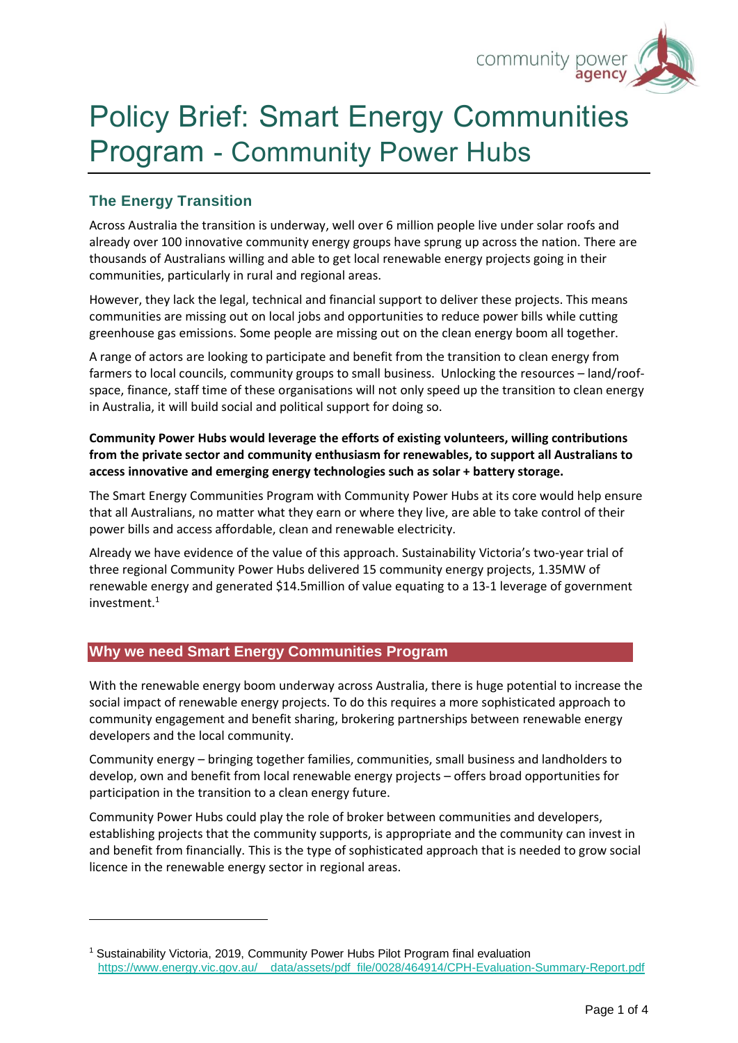# Policy Brief: Smart Energy Communities Program - Community Power Hubs

## The Energy Transition

Across Australia the transition is underway, well over 6 million people live under solar roofs and already over 100 innovative community energy groups have sprung up across the nation. There are thousands of Australians willing and able to get local renewable energy projects going in their communities, particularly in rural and regional areas.

However, they lack the legal, technical and financial support to deliver these projects. This means communities are missing out on local jobs and opportunities to reduce power bills while cutting greenhouse gas emissions. Some people are missing out on the clean energy boom all together.

A range of actors are looking to participate and benefit from the transition to clean energy from farmers to local councils, community groups to small business. Unlocking the resources – land/roof-space, finance, staff time of these organisations will not only speed up the transition to clean energy in Australia, it will build social and political support for doing so.

**Community Power Hubs would leverage the efforts of existing volunteers, willing contributions from the private sector and community enthusiasm for renewables, to support all Australians to access innovative and emerging energy technologies such as solar + battery storage.**

The Smart Energy Communities Program with Community Power Hubs at its core would help ensure that all Australians, no matter what they earn or where they live, are able to take control of their power bills and access affordable, clean and renewable electricity.

Already we have evidence of the value of this approach. Sustainability Victoria's two-year trial of three regional Community Power Hubs delivered 15 community energy projects, 1.35MW of renewable energy and generated $14.5million of value equating to a 13-1 leverage of government investment.[1]

## Why we need Smart Energy Communities Program

With the renewable energy boom underway across Australia, there is huge potential to increase the social impact of renewable energy projects. To do this requires a more sophisticated approach to community engagement and benefit sharing, brokering partnerships between renewable energy developers and the local community.

Community energy – bringing together families, communities, small business and landholders to develop, own and benefit from local renewable energy projects – offers broad opportunities for participation in the transition to a clean energy future.

Community Power Hubs could play the role of broker between communities and developers, establishing projects that the community supports, is appropriate and the community can invest in and benefit from financially. This is the type of sophisticated approach that is needed to grow social licence in the renewable energy sector in regional areas.

---

[1] Sustainability Victoria, 2019, Community Power Hubs Pilot Program final evaluation https://www.energy.vic.gov.au/__data/assets/pdf_file/0028/464914/CPH-Evaluation-Summary-Report.pdf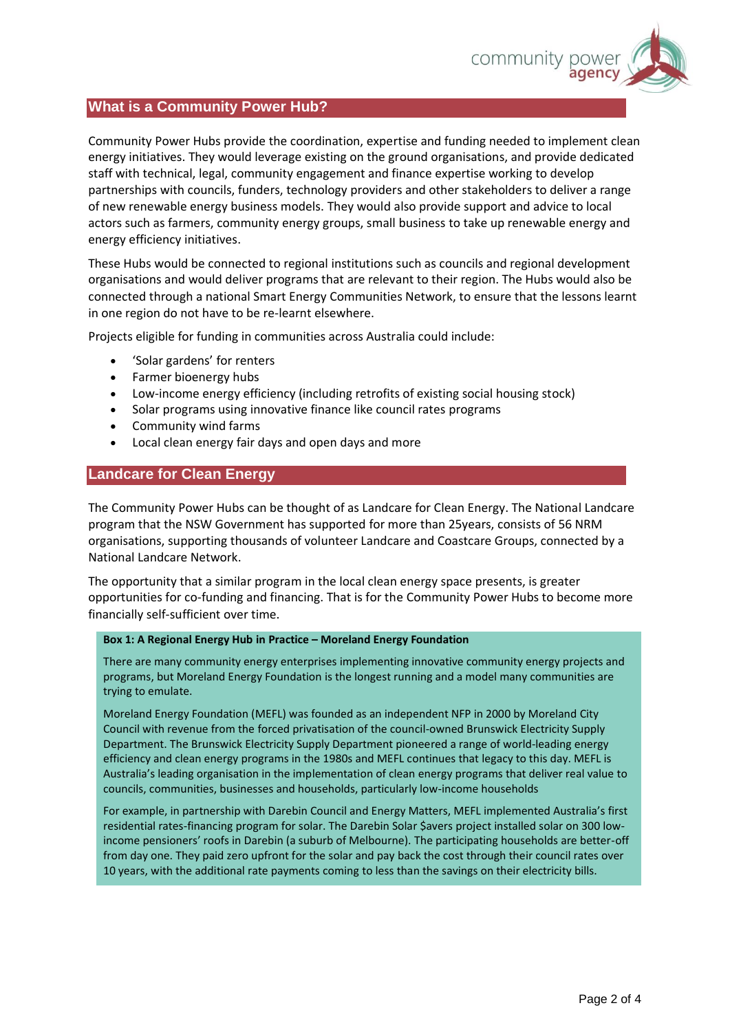## What is a Community Power Hub?

Community Power Hubs provide the coordination, expertise and funding needed to implement clean energy initiatives. They would leverage existing on the ground organisations, and provide dedicated staff with technical, legal, community engagement and finance expertise working to develop partnerships with councils, funders, technology providers and other stakeholders to deliver a range of new renewable energy business models. They would also provide support and advice to local actors such as farmers, community energy groups, small business to take up renewable energy and energy efficiency initiatives.

These Hubs would be connected to regional institutions such as councils and regional development organisations and would deliver programs that are relevant to their region. The Hubs would also be connected through a national Smart Energy Communities Network, to ensure that the lessons learnt in one region do not have to be re-learnt elsewhere.

Projects eligible for funding in communities across Australia could include:

- 'Solar gardens' for renters
- Farmer bioenergy hubs
- Low-income energy efficiency (including retrofits of existing social housing stock)
- Solar programs using innovative finance like council rates programs
- Community wind farms
- Local clean energy fair days and open days and more

## Landcare for Clean Energy

The Community Power Hubs can be thought of as Landcare for Clean Energy. The National Landcare program that the NSW Government has supported for more than 25years, consists of 56 NRM organisations, supporting thousands of volunteer Landcare and Coastcare Groups, connected by a National Landcare Network.

The opportunity that a similar program in the local clean energy space presents, is greater opportunities for co-funding and financing. That is for the Community Power Hubs to become more financially self-sufficient over time.

**Box 1: A Regional Energy Hub in Practice – Moreland Energy Foundation**

There are many community energy enterprises implementing innovative community energy projects and programs, but Moreland Energy Foundation is the longest running and a model many communities are trying to emulate.

Moreland Energy Foundation (MEFL) was founded as an independent NFP in 2000 by Moreland City Council with revenue from the forced privatisation of the council-owned Brunswick Electricity Supply Department. The Brunswick Electricity Supply Department pioneered a range of world-leading energy efficiency and clean energy programs in the 1980s and MEFL continues that legacy to this day. MEFL is Australia's leading organisation in the implementation of clean energy programs that deliver real value to councils, communities, businesses and households, particularly low-income households

For example, in partnership with Darebin Council and Energy Matters, MEFL implemented Australia's first residential rates-financing program for solar. The Darebin Solar $avers project installed solar on 300 low-income pensioners' roofs in Darebin (a suburb of Melbourne). The participating households are better-off from day one. They paid zero upfront for the solar and pay back the cost through their council rates over 10 years, with the additional rate payments coming to less than the savings on their electricity bills.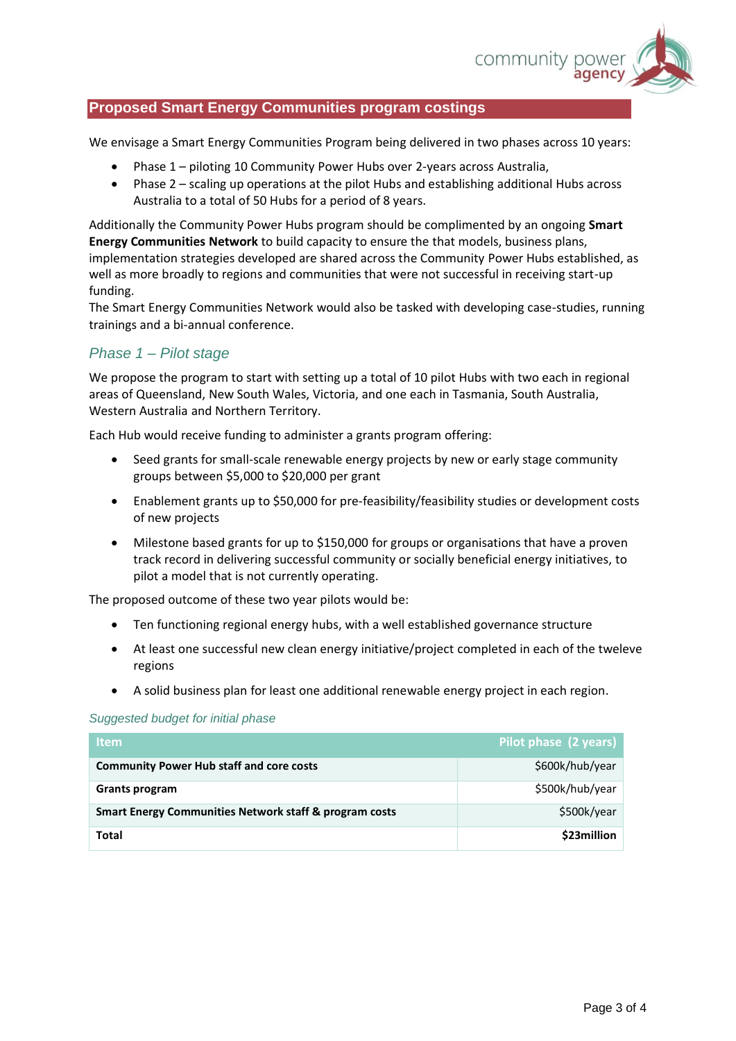## Proposed Smart Energy Communities program costings

We envisage a Smart Energy Communities Program being delivered in two phases across 10 years:

- Phase 1 – piloting 10 Community Power Hubs over 2-years across Australia,
- Phase 2 – scaling up operations at the pilot Hubs and establishing additional Hubs across Australia to a total of 50 Hubs for a period of 8 years.

Additionally the Community Power Hubs program should be complimented by an ongoing **Smart Energy Communities Network** to build capacity to ensure the that models, business plans, implementation strategies developed are shared across the Community Power Hubs established, as well as more broadly to regions and communities that were not successful in receiving start-up funding.
The Smart Energy Communities Network would also be tasked with developing case-studies, running trainings and a bi-annual conference.

### *Phase 1 – Pilot stage*

We propose the program to start with setting up a total of 10 pilot Hubs with two each in regional areas of Queensland, New South Wales, Victoria, and one each in Tasmania, South Australia, Western Australia and Northern Territory.

Each Hub would receive funding to administer a grants program offering:

- Seed grants for small-scale renewable energy projects by new or early stage community groups between $5,000 to $20,000 per grant
- Enablement grants up to $50,000 for pre-feasibility/feasibility studies or development costs of new projects
- Milestone based grants for up to $150,000 for groups or organisations that have a proven track record in delivering successful community or socially beneficial energy initiatives, to pilot a model that is not currently operating.

The proposed outcome of these two year pilots would be:

- Ten functioning regional energy hubs, with a well established governance structure
- At least one successful new clean energy initiative/project completed in each of the tweleve regions
- A solid business plan for least one additional renewable energy project in each region.

*Suggested budget for initial phase*

| Item | Pilot phase (2 years) |
|---|---:|
| **Community Power Hub staff and core costs** | $600k/hub/year |
| **Grants program** | $500k/hub/year |
| **Smart Energy Communities Network staff & program costs** | $500k/year |
| **Total** | **$23million** |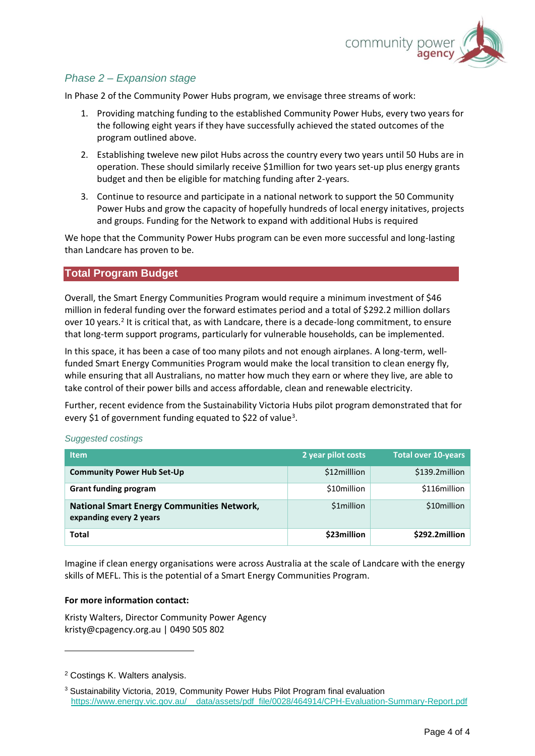### *Phase 2 – Expansion stage*

In Phase 2 of the Community Power Hubs program, we envisage three streams of work:

1. Providing matching funding to the established Community Power Hubs, every two years for the following eight years if they have successfully achieved the stated outcomes of the program outlined above.
2. Establishing tweleve new pilot Hubs across the country every two years until 50 Hubs are in operation. These should similarly receive $1million for two years set-up plus energy grants budget and then be eligible for matching funding after 2-years.
3. Continue to resource and participate in a national network to support the 50 Community Power Hubs and grow the capacity of hopefully hundreds of local energy initatives, projects and groups. Funding for the Network to expand with additional Hubs is required

We hope that the Community Power Hubs program can be even more successful and long-lasting than Landcare has proven to be.

## Total Program Budget

Overall, the Smart Energy Communities Program would require a minimum investment of $46 million in federal funding over the forward estimates period and a total of $292.2 million dollars over 10 years.[2] It is critical that, as with Landcare, there is a decade-long commitment, to ensure that long-term support programs, particularly for vulnerable households, can be implemented.

In this space, it has been a case of too many pilots and not enough airplanes. A long-term, well-funded Smart Energy Communities Program would make the local transition to clean energy fly, while ensuring that all Australians, no matter how much they earn or where they live, are able to take control of their power bills and access affordable, clean and renewable electricity.

Further, recent evidence from the Sustainability Victoria Hubs pilot program demonstrated that for every $1 of government funding equated to $22 of value[3].

*Suggested costings*

| Item | 2 year pilot costs | Total over 10-years |
|---|---|---|
| **Community Power Hub Set-Up** | $12milllion | $139.2million |
| **Grant funding program** | $10million | $116million |
| **National Smart Energy Communities Network, expanding every 2 years** | $1million | $10million |
| **Total** | **$23million** | **$292.2million** |

Imagine if clean energy organisations were across Australia at the scale of Landcare with the energy skills of MEFL. This is the potential of a Smart Energy Communities Program.

**For more information contact:**

Kristy Walters, Director Community Power Agency
kristy@cpagency.org.au | 0490 505 802

---

[2] Costings K. Walters analysis.

[3] Sustainability Victoria, 2019, Community Power Hubs Pilot Program final evaluation https://www.energy.vic.gov.au/__data/assets/pdf_file/0028/464914/CPH-Evaluation-Summary-Report.pdf